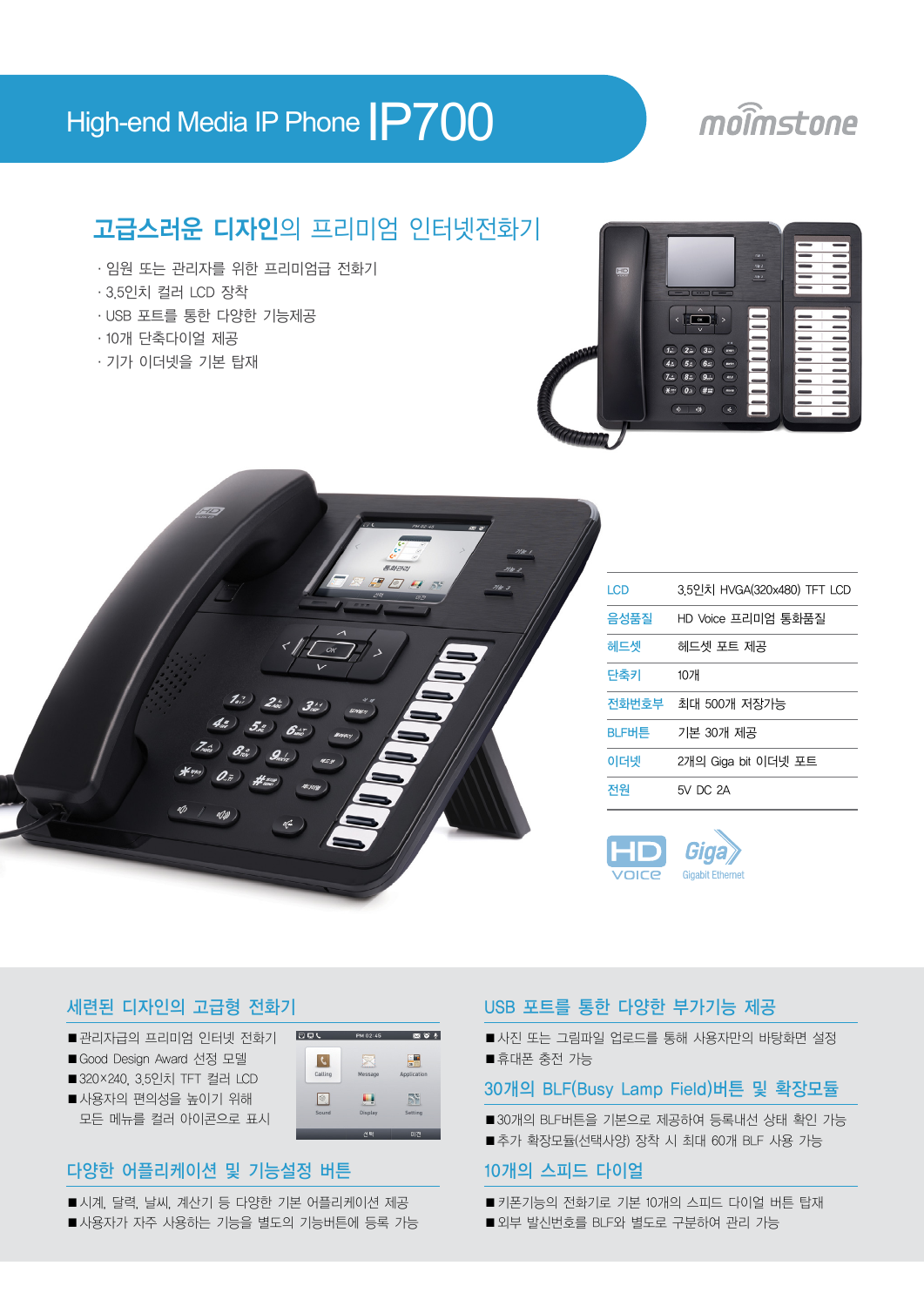# High-end Media IP Phone IP700

moimstone

## 고급스러운 디자인의 프리미엄 인터넷전화기

- 임원 또는 관리자를 위한 프리미엄급 전화기
- 3.5인치 컬러 LCD 장착
- USB 포트를 통한 다양한 기능제공
- 10개 단축다이얼 제공
- 기가 이더넷을 기본 탑재

| | |
|---|---|
| LCD | 3.5인치 HVGA(320x480) TFT LCD |
| 음성품질 | HD Voice 프리미엄 통화품질 |
| 헤드셋 | 헤드셋 포트 제공 |
| 단축키 | 10개 |
| 전화번호부 | 최대 500개 저장가능 |
| BLF버튼 | 기본 30개 제공 |
| 이더넷 | 2개의 Giga bit 이더넷 포트 |
| 전원 | 5V DC 2A |

HD VOICE Giga Gigabit Ethernet

### 세련된 디자인의 고급형 전화기

- 관리자급의 프리미엄 인터넷 전화기
- Good Design Award 선정 모델
- 320×240, 3.5인치 TFT 컬러 LCD
- 사용자의 편의성을 높이기 위해 모든 메뉴를 컬러 아이콘으로 표시

### 다양한 어플리케이션 및 기능설정 버튼

- 시계, 달력, 날씨, 계산기 등 다양한 기본 어플리케이션 제공
- 사용자가 자주 사용하는 기능을 별도의 기능버튼에 등록 가능

### USB 포트를 통한 다양한 부가기능 제공

- 사진 또는 그림파일 업로드를 통해 사용자만의 바탕화면 설정
- 휴대폰 충전 가능

### 30개의 BLF(Busy Lamp Field)버튼 및 확장모듈

- 30개의 BLF버튼을 기본으로 제공하여 등록내선 상태 확인 가능
- 추가 확장모듈(선택사양) 장착 시 최대 60개 BLF 사용 가능

### 10개의 스피드 다이얼

- 키폰기능의 전화기로 기본 10개의 스피드 다이얼 버튼 탑재
- 외부 발신번호를 BLF와 별도로 구분하여 관리 가능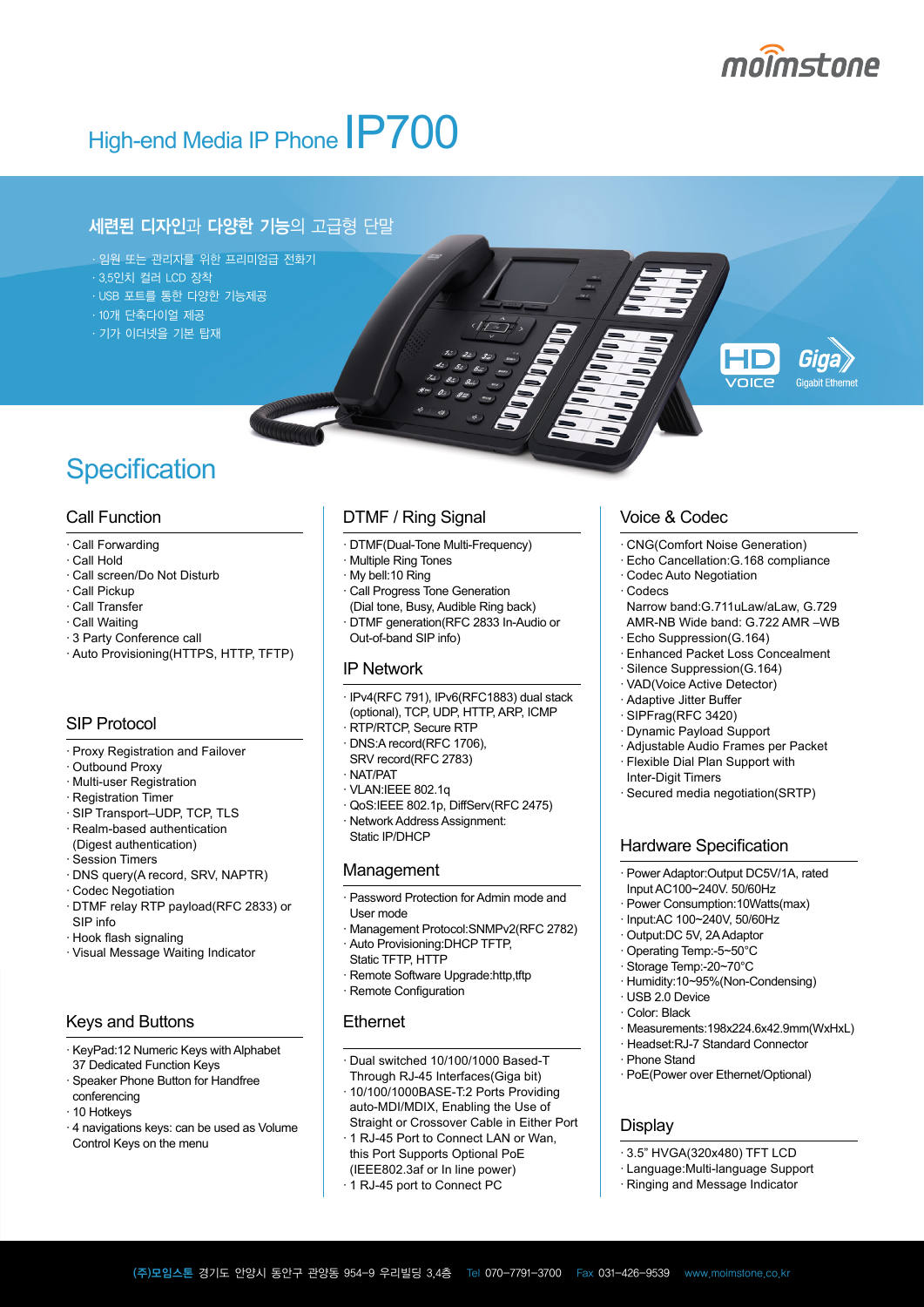moimstone

# High-end Media IP Phone IP700

## 세련된 디자인과 다양한 기능의 고급형 단말

- 임원 또는 관리자를 위한 프리미엄급 전화기
- 3.5인치 컬러 LCD 장착
- USB 포트를 통한 다양한 기능제공
- 10개 단축다이얼 제공
- 기가 이더넷을 기본 탑재

HD VOICE

Giga Gigabit Ethernet

# Specification

## Call Function

- Call Forwarding
- Call Hold
- Call screen/Do Not Disturb
- Call Pickup
- Call Transfer
- Call Waiting
- 3 Party Conference call
- Auto Provisioning(HTTPS, HTTP, TFTP)

## SIP Protocol

- Proxy Registration and Failover
- Outbound Proxy
- Multi-user Registration
- Registration Timer
- SIP Transport–UDP, TCP, TLS
- Realm-based authentication (Digest authentication)
- Session Timers
- DNS query(A record, SRV, NAPTR)
- Codec Negotiation
- DTMF relay RTP payload(RFC 2833) or SIP info
- Hook flash signaling
- Visual Message Waiting Indicator

## Keys and Buttons

- KeyPad:12 Numeric Keys with Alphabet 37 Dedicated Function Keys
- Speaker Phone Button for Handfree conferencing
- 10 Hotkeys
- 4 navigations keys: can be used as Volume Control Keys on the menu

## DTMF / Ring Signal

- DTMF(Dual-Tone Multi-Frequency)
- Multiple Ring Tones
- My bell:10 Ring
- Call Progress Tone Generation (Dial tone, Busy, Audible Ring back)
- DTMF generation(RFC 2833 In-Audio or Out-of-band SIP info)

## IP Network

- IPv4(RFC 791), IPv6(RFC1883) dual stack (optional), TCP, UDP, HTTP, ARP, ICMP
- RTP/RTCP, Secure RTP
- DNS:A record(RFC 1706), SRV record(RFC 2783)
- NAT/PAT
- VLAN:IEEE 802.1q
- QoS:IEEE 802.1p, DiffServ(RFC 2475)
- Network Address Assignment: Static IP/DHCP

## Management

- Password Protection for Admin mode and User mode
- Management Protocol:SNMPv2(RFC 2782)
- Auto Provisioning:DHCP TFTP, Static TFTP, HTTP
- Remote Software Upgrade:http,tftp
- Remote Configuration

## Ethernet

- Dual switched 10/100/1000 Based-T Through RJ-45 Interfaces(Giga bit)
- 10/100/1000BASE-T:2 Ports Providing auto-MDI/MDIX, Enabling the Use of Straight or Crossover Cable in Either Port
- 1 RJ-45 Port to Connect LAN or Wan, this Port Supports Optional PoE (IEEE802.3af or In line power)
- 1 RJ-45 port to Connect PC

## Voice & Codec

- CNG(Comfort Noise Generation)
- Echo Cancellation:G.168 compliance
- Codec Auto Negotiation
- Codecs
  Narrow band:G.711uLaw/aLaw, G.729
  AMR-NB Wide band: G.722 AMR –WB
- Echo Suppression(G.164)
- Enhanced Packet Loss Concealment
- Silence Suppression(G.164)
- VAD(Voice Active Detector)
- Adaptive Jitter Buffer
- SIPFrag(RFC 3420)
- Dynamic Payload Support
- Adjustable Audio Frames per Packet
- Flexible Dial Plan Support with Inter-Digit Timers
- Secured media negotiation(SRTP)

## Hardware Specification

- Power Adaptor:Output DC5V/1A, rated Input AC100~240V. 50/60Hz
- Power Consumption:10Watts(max)
- Input:AC 100~240V, 50/60Hz
- Output:DC 5V, 2A Adaptor
- Operating Temp:-5~50°C
- Storage Temp:-20~70°C
- Humidity:10~95%(Non-Condensing)
- USB 2.0 Device
- Color: Black
- Measurements:198x224.6x42.9mm(WxHxL)
- Headset:RJ-7 Standard Connector
- Phone Stand
- PoE(Power over Ethernet/Optional)

## Display

- 3.5" HVGA(320x480) TFT LCD
- Language:Multi-language Support
- Ringing and Message Indicator

(주)모임스톤 경기도 안양시 동안구 관양동 954-9 우리빌딩 3,4층 Tel 070-7791-3700 Fax 031-426-9539 www.moimstone.co.kr